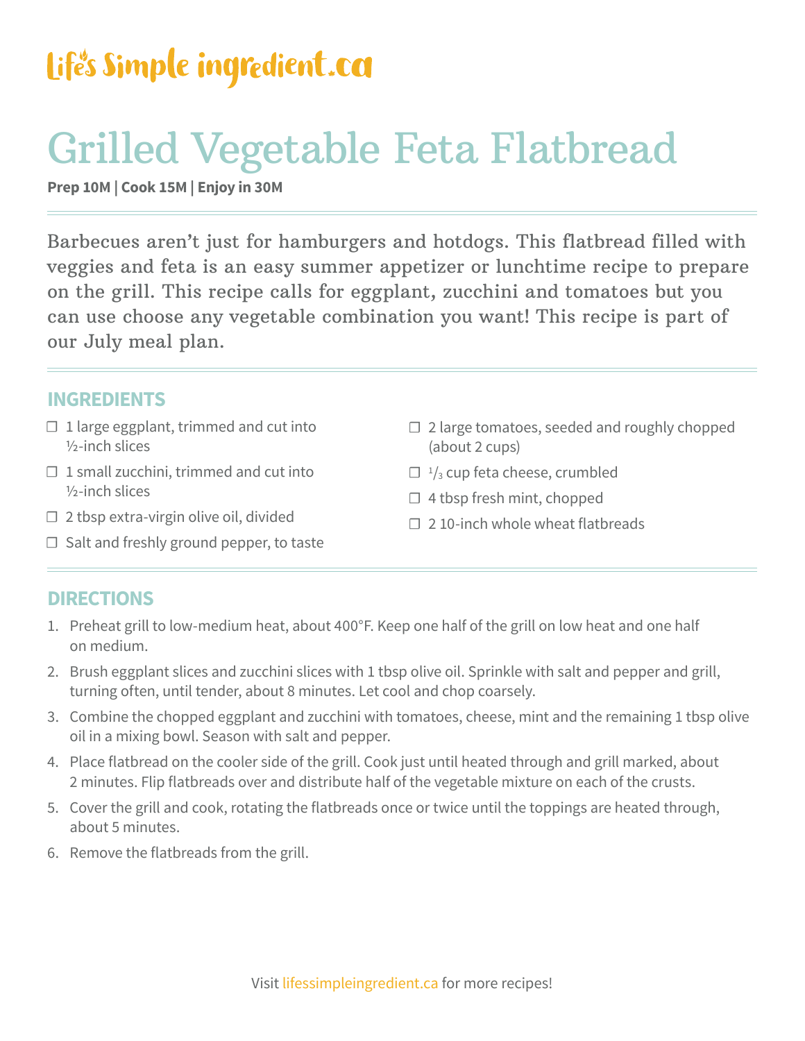Life's Simple ingredient.ca

# Grilled Vegetable Feta Flatbread

**Prep 10M | Cook 15M | Enjoy in 30M**

Barbecues aren't just for hamburgers and hotdogs. This flatbread filled with veggies and feta is an easy summer appetizer or lunchtime recipe to prepare on the grill. This recipe calls for eggplant, zucchini and tomatoes but you can use choose any vegetable combination you want! This recipe is part of our July meal plan.

## INGREDIENTS

- ☐ 1 large eggplant, trimmed and cut into ½-inch slices
- ☐ 1 small zucchini, trimmed and cut into ½-inch slices
- ☐ 2 tbsp extra-virgin olive oil, divided
- ☐ Salt and freshly ground pepper, to taste
- ☐ 2 large tomatoes, seeded and roughly chopped (about 2 cups)
- ☐ ⅓ cup feta cheese, crumbled
- ☐ 4 tbsp fresh mint, chopped
- ☐ 2 10-inch whole wheat flatbreads

## DIRECTIONS

1. Preheat grill to low-medium heat, about 400°F. Keep one half of the grill on low heat and one half on medium.
2. Brush eggplant slices and zucchini slices with 1 tbsp olive oil. Sprinkle with salt and pepper and grill, turning often, until tender, about 8 minutes. Let cool and chop coarsely.
3. Combine the chopped eggplant and zucchini with tomatoes, cheese, mint and the remaining 1 tbsp olive oil in a mixing bowl. Season with salt and pepper.
4. Place flatbread on the cooler side of the grill. Cook just until heated through and grill marked, about 2 minutes. Flip flatbreads over and distribute half of the vegetable mixture on each of the crusts.
5. Cover the grill and cook, rotating the flatbreads once or twice until the toppings are heated through, about 5 minutes.
6. Remove the flatbreads from the grill.

Visit lifessimpleingredient.ca for more recipes!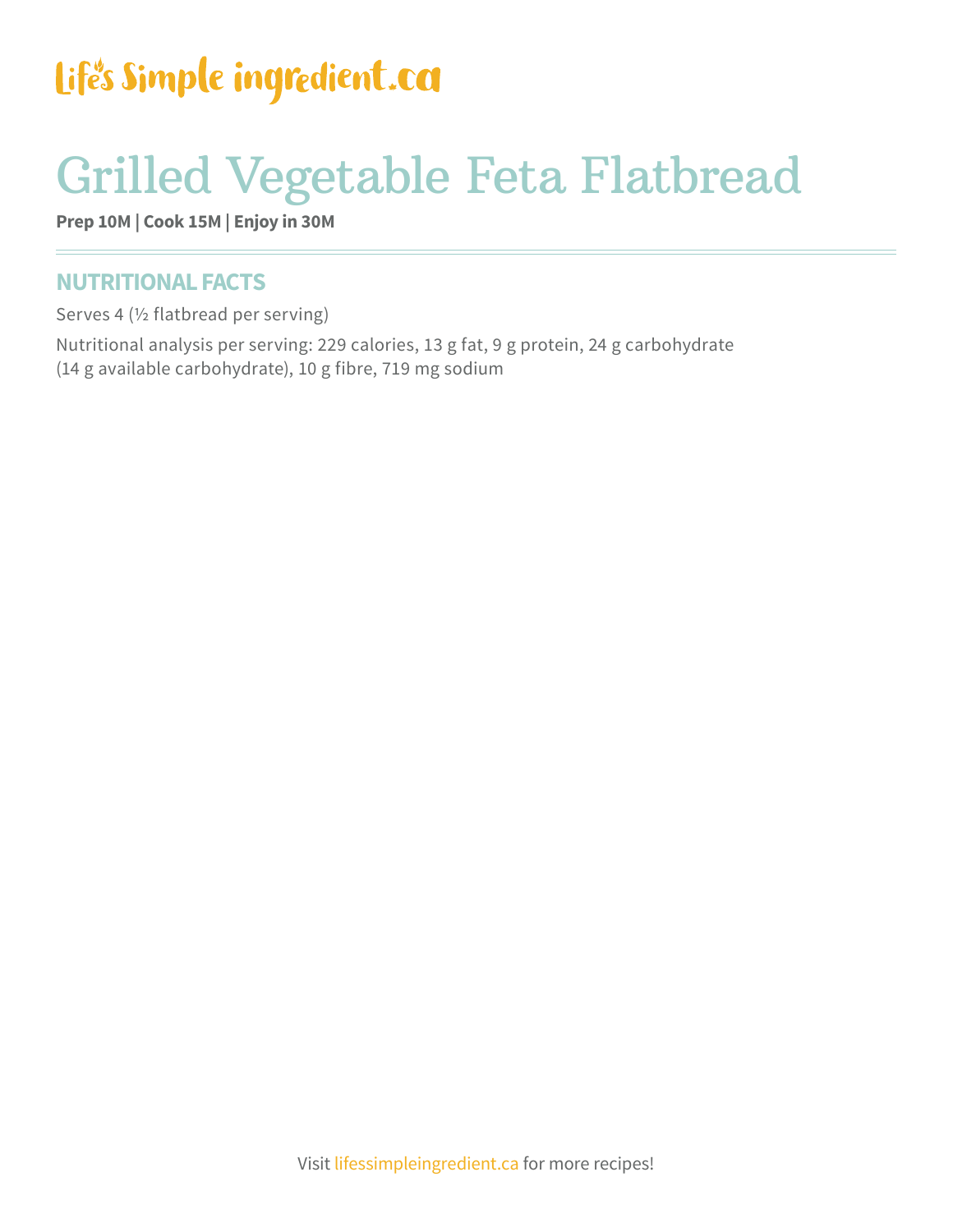Life's Simple ingredient.ca

# Grilled Vegetable Feta Flatbread

**Prep 10M | Cook 15M | Enjoy in 30M**

## NUTRITIONAL FACTS

Serves 4 (½ flatbread per serving)

Nutritional analysis per serving: 229 calories, 13 g fat, 9 g protein, 24 g carbohydrate (14 g available carbohydrate), 10 g fibre, 719 mg sodium

Visit lifessimpleingredient.ca for more recipes!